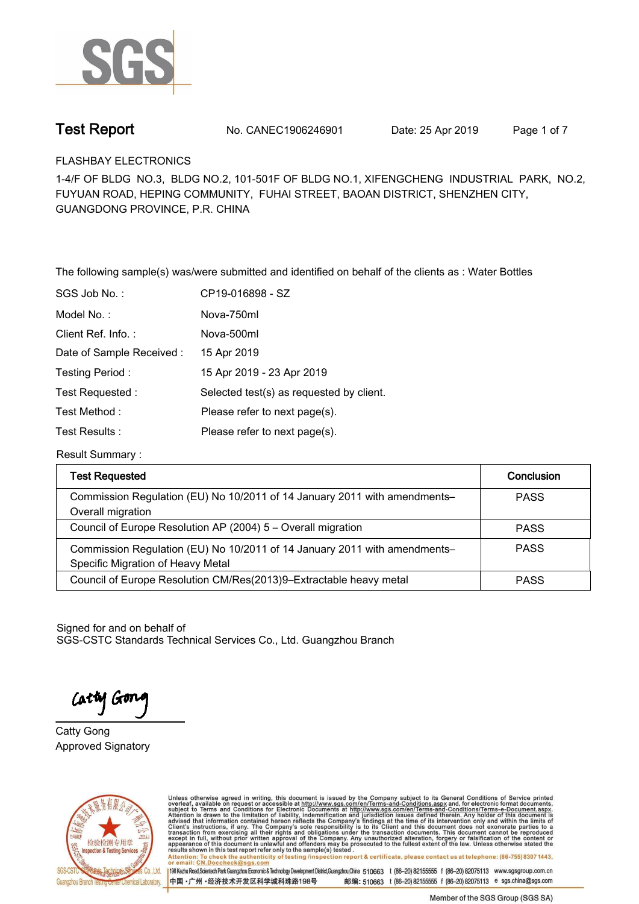# Test Report

No. CANEC1906246901 Date: 25 Apr 2019

FLASHBAY ELECTRONICS

1-4/F OF BLDG NO.3, BLDG NO.2, 101-501F OF BLDG NO.1, XIFENGCHENG INDUSTRIAL PARK, NO.2, FUYUAN ROAD, HEPING COMMUNITY, FUHAI STREET, BAOAN DISTRICT, SHENZHEN CITY, GUANGDONG PROVINCE, P.R. CHINA

The following sample(s) was/were submitted and identified on behalf of the clients as : Water Bottles

| | |
|---|---|
| SGS Job No. : | CP19-016898 - SZ |
| Model No. : | Nova-750ml |
| Client Ref. Info. : | Nova-500ml |
| Date of Sample Received : | 15 Apr 2019 |
| Testing Period : | 15 Apr 2019 - 23 Apr 2019 |
| Test Requested : | Selected test(s) as requested by client. |
| Test Method : | Please refer to next page(s). |
| Test Results : | Please refer to next page(s). |

Result Summary :

| Test Requested | Conclusion |
|---|---|
| Commission Regulation (EU) No 10/2011 of 14 January 2011 with amendments– Overall migration | PASS |
| Council of Europe Resolution AP (2004) 5 – Overall migration | PASS |
| Commission Regulation (EU) No 10/2011 of 14 January 2011 with amendments– Specific Migration of Heavy Metal | PASS |
| Council of Europe Resolution CM/Res(2013)9–Extractable heavy metal | PASS |

Signed for and on behalf of
SGS-CSTC Standards Technical Services Co., Ltd. Guangzhou Branch

Catty Gong
Approved Signatory

Unless otherwise agreed in writing, this document is issued by the Company subject to its General Conditions of Service printed overleaf, available on request or accessible at http://www.sgs.com/en/Terms-and-Conditions.aspx and, for electronic format documents, subject to Terms and Conditions for Electronic Documents at http://www.sgs.com/en/Terms-and-Conditions/Terms-e-Document.aspx. Attention is drawn to the limitation of liability, indemnification and jurisdiction issues defined therein. Any holder of this document is advised that information contained hereon reflects the Company's findings at the time of its intervention only and within the limits of Client's instructions, if any. The Company's sole responsibility is to its Client and this document does not exonerate parties to a transaction from exercising all their rights and obligations under the transaction documents. This document cannot be reproduced except in full, without prior written approval of the Company. Any unauthorized alteration, forgery or falsification of the content or appearance of this document is unlawful and offenders may be prosecuted to the fullest extent of the law. Unless otherwise stated the results shown in this test report refer only to the sample(s) tested.

Attention: To check the authenticity of testing /inspection report & certificate, please contact us at telephone: (86-755) 8307 1443, or email: CN.Doccheck@sgs.com

198 Kezhu Road,Scientech Park Guangzhou Economic & Technology Development District,Guangzhou,China 510663 t (86–20) 82155555 f (86–20) 82075113 www.sgsgroup.com.cn

中国・广州・经济技术开发区科学城科珠路198号 邮编: 510663 t (86–20) 82155555 f (86–20) 82075113 e sgs.china@sgs.com

Member of the SGS Group (SGS SA)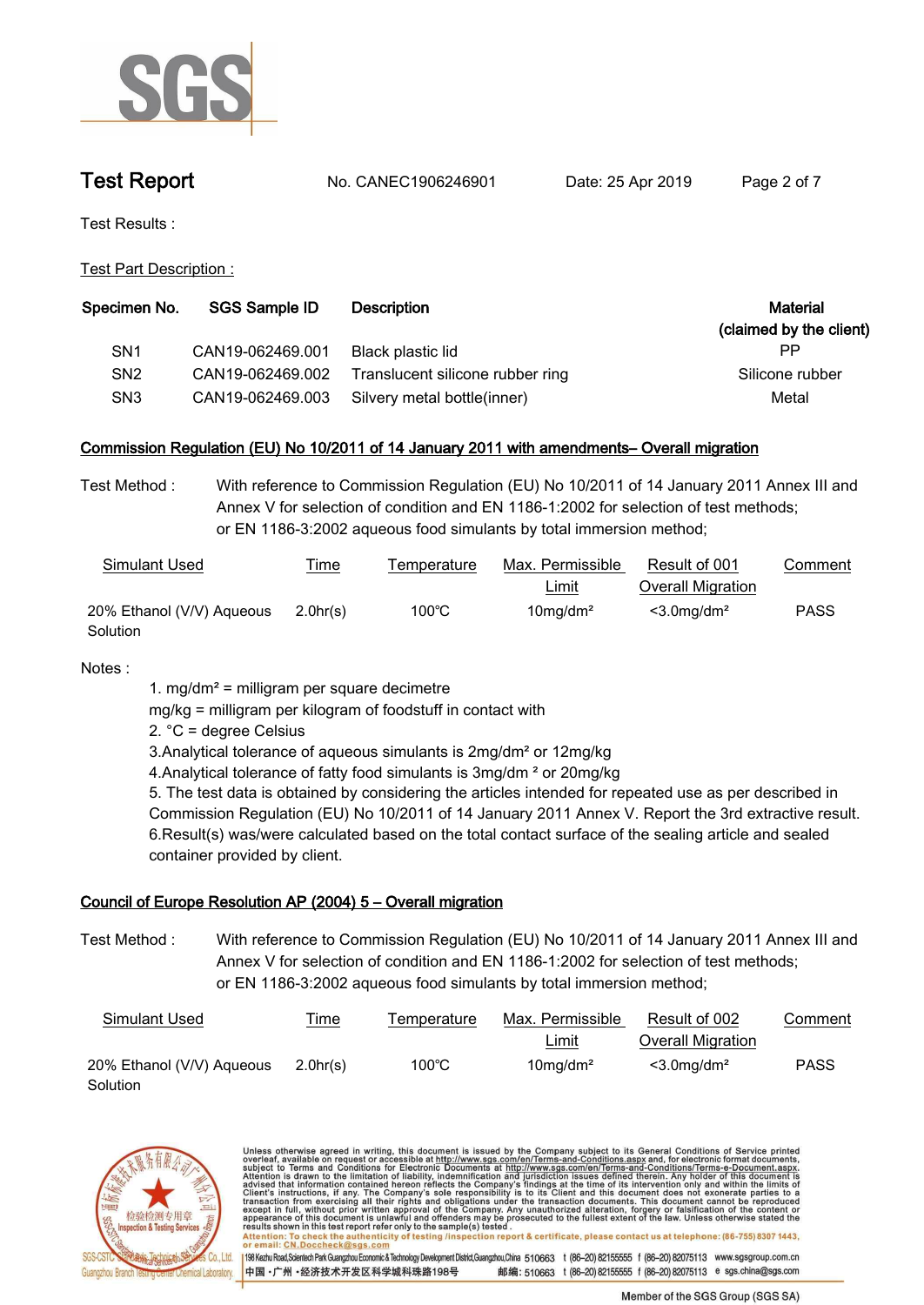Test Report No. CANEC1906246901 Date: 25 Apr 2019

Test Results :

Test Part Description :

| Specimen No. | SGS Sample ID | Description | Material (claimed by the client) |
|---|---|---|---|
| SN1 | CAN19-062469.001 | Black plastic lid | PP |
| SN2 | CAN19-062469.002 | Translucent silicone rubber ring | Silicone rubber |
| SN3 | CAN19-062469.003 | Silvery metal bottle(inner) | Metal |

## Commission Regulation (EU) No 10/2011 of 14 January 2011 with amendments– Overall migration

Test Method : With reference to Commission Regulation (EU) No 10/2011 of 14 January 2011 Annex III and Annex V for selection of condition and EN 1186-1:2002 for selection of test methods; or EN 1186-3:2002 aqueous food simulants by total immersion method;

| Simulant Used | Time | Temperature | Max. Permissible Limit | Result of 001 Overall Migration | Comment |
|---|---|---|---|---|---|
| 20% Ethanol (V/V) Aqueous Solution | 2.0hr(s) | 100℃ | 10mg/dm² | <3.0mg/dm² | PASS |

Notes :

1. mg/dm² = milligram per square decimetre
   mg/kg = milligram per kilogram of foodstuff in contact with
2. °C = degree Celsius
3. Analytical tolerance of aqueous simulants is 2mg/dm² or 12mg/kg
4. Analytical tolerance of fatty food simulants is 3mg/dm ² or 20mg/kg
5. The test data is obtained by considering the articles intended for repeated use as per described in Commission Regulation (EU) No 10/2011 of 14 January 2011 Annex V. Report the 3rd extractive result.
6. Result(s) was/were calculated based on the total contact surface of the sealing article and sealed container provided by client.

## Council of Europe Resolution AP (2004) 5 – Overall migration

Test Method : With reference to Commission Regulation (EU) No 10/2011 of 14 January 2011 Annex III and Annex V for selection of condition and EN 1186-1:2002 for selection of test methods; or EN 1186-3:2002 aqueous food simulants by total immersion method;

| Simulant Used | Time | Temperature | Max. Permissible Limit | Result of 002 Overall Migration | Comment |
|---|---|---|---|---|---|
| 20% Ethanol (V/V) Aqueous Solution | 2.0hr(s) | 100℃ | 10mg/dm² | <3.0mg/dm² | PASS |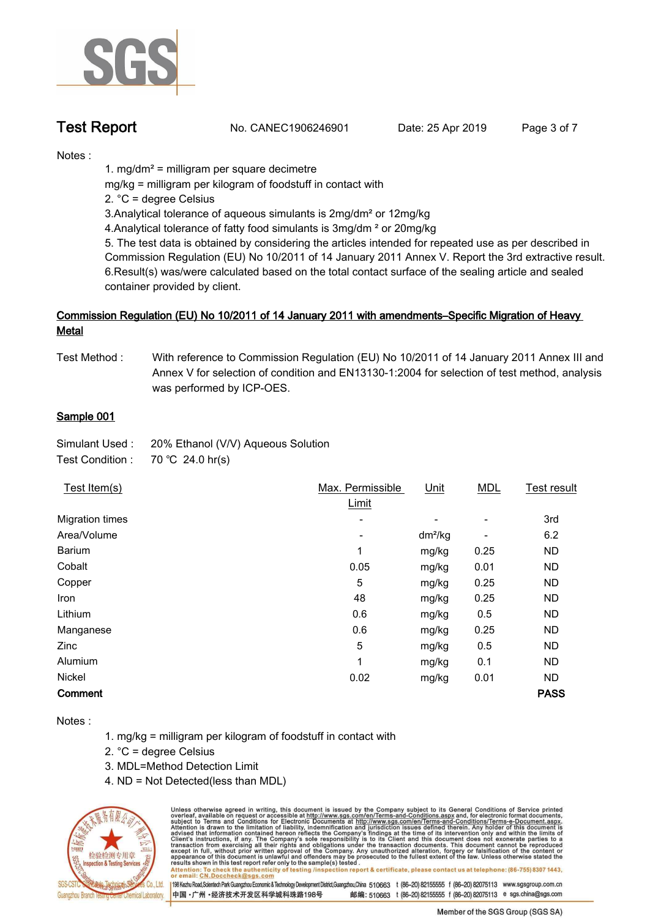Notes :

1. mg/dm² = milligram per square decimetre
mg/kg = milligram per kilogram of foodstuff in contact with
2. °C = degree Celsius
3.Analytical tolerance of aqueous simulants is 2mg/dm² or 12mg/kg
4.Analytical tolerance of fatty food simulants is 3mg/dm ² or 20mg/kg
5. The test data is obtained by considering the articles intended for repeated use as per described in Commission Regulation (EU) No 10/2011 of 14 January 2011 Annex V. Report the 3rd extractive result.
6.Result(s) was/were calculated based on the total contact surface of the sealing article and sealed container provided by client.

## Commission Regulation (EU) No 10/2011 of 14 January 2011 with amendments–Specific Migration of Heavy Metal

Test Method : With reference to Commission Regulation (EU) No 10/2011 of 14 January 2011 Annex III and Annex V for selection of condition and EN13130-1:2004 for selection of test method, analysis was performed by ICP-OES.

### Sample 001

Simulant Used : 20% Ethanol (V/V) Aqueous Solution
Test Condition : 70 ℃ 24.0 hr(s)

| Test Item(s) | Max. Permissible Limit | Unit | MDL | Test result |
|---|---|---|---|---|
| Migration times | - | - | - | 3rd |
| Area/Volume | - | dm²/kg | - | 6.2 |
| Barium | 1 | mg/kg | 0.25 | ND |
| Cobalt | 0.05 | mg/kg | 0.01 | ND |
| Copper | 5 | mg/kg | 0.25 | ND |
| Iron | 48 | mg/kg | 0.25 | ND |
| Lithium | 0.6 | mg/kg | 0.5 | ND |
| Manganese | 0.6 | mg/kg | 0.25 | ND |
| Zinc | 5 | mg/kg | 0.5 | ND |
| Alumium | 1 | mg/kg | 0.1 | ND |
| Nickel | 0.02 | mg/kg | 0.01 | ND |
| **Comment** | | | | **PASS** |

Notes :

1. mg/kg = milligram per kilogram of foodstuff in contact with
2. °C = degree Celsius
3. MDL=Method Detection Limit
4. ND = Not Detected(less than MDL)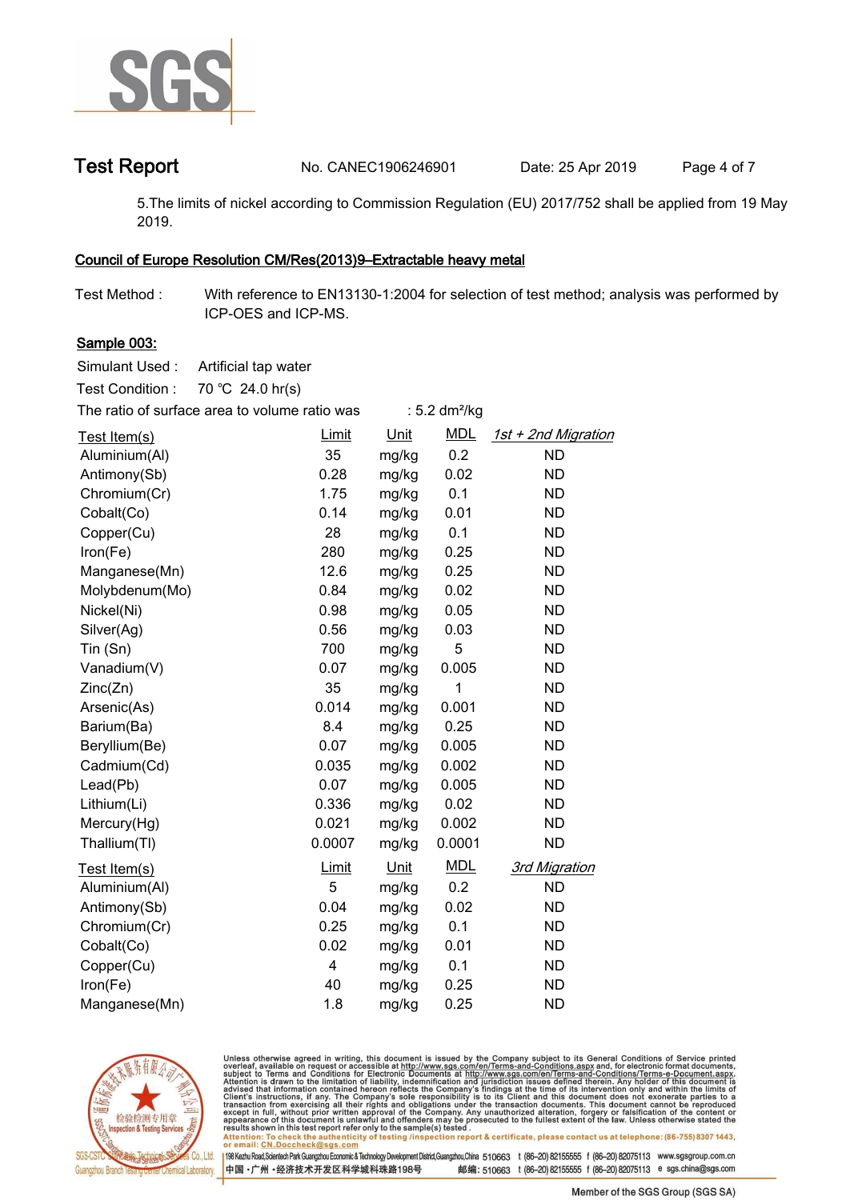5.The limits of nickel according to Commission Regulation (EU) 2017/752 shall be applied from 19 May 2019.

## Council of Europe Resolution CM/Res(2013)9–Extractable heavy metal

Test Method : With reference to EN13130-1:2004 for selection of test method; analysis was performed by ICP-OES and ICP-MS.

**Sample 003:**

Simulant Used : Artificial tap water

Test Condition : 70 ℃ 24.0 hr(s)

The ratio of surface area to volume ratio was : 5.2 dm²/kg

| Test Item(s) | Limit | Unit | MDL | *1st + 2nd Migration* |
|---|---|---|---|---|
| Aluminium(Al) | 35 | mg/kg | 0.2 | ND |
| Antimony(Sb) | 0.28 | mg/kg | 0.02 | ND |
| Chromium(Cr) | 1.75 | mg/kg | 0.1 | ND |
| Cobalt(Co) | 0.14 | mg/kg | 0.01 | ND |
| Copper(Cu) | 28 | mg/kg | 0.1 | ND |
| Iron(Fe) | 280 | mg/kg | 0.25 | ND |
| Manganese(Mn) | 12.6 | mg/kg | 0.25 | ND |
| Molybdenum(Mo) | 0.84 | mg/kg | 0.02 | ND |
| Nickel(Ni) | 0.98 | mg/kg | 0.05 | ND |
| Silver(Ag) | 0.56 | mg/kg | 0.03 | ND |
| Tin (Sn) | 700 | mg/kg | 5 | ND |
| Vanadium(V) | 0.07 | mg/kg | 0.005 | ND |
| Zinc(Zn) | 35 | mg/kg | 1 | ND |
| Arsenic(As) | 0.014 | mg/kg | 0.001 | ND |
| Barium(Ba) | 8.4 | mg/kg | 0.25 | ND |
| Beryllium(Be) | 0.07 | mg/kg | 0.005 | ND |
| Cadmium(Cd) | 0.035 | mg/kg | 0.002 | ND |
| Lead(Pb) | 0.07 | mg/kg | 0.005 | ND |
| Lithium(Li) | 0.336 | mg/kg | 0.02 | ND |
| Mercury(Hg) | 0.021 | mg/kg | 0.002 | ND |
| Thallium(Tl) | 0.0007 | mg/kg | 0.0001 | ND |

| Test Item(s) | Limit | Unit | MDL | *3rd Migration* |
|---|---|---|---|---|
| Aluminium(Al) | 5 | mg/kg | 0.2 | ND |
| Antimony(Sb) | 0.04 | mg/kg | 0.02 | ND |
| Chromium(Cr) | 0.25 | mg/kg | 0.1 | ND |
| Cobalt(Co) | 0.02 | mg/kg | 0.01 | ND |
| Copper(Cu) | 4 | mg/kg | 0.1 | ND |
| Iron(Fe) | 40 | mg/kg | 0.25 | ND |
| Manganese(Mn) | 1.8 | mg/kg | 0.25 | ND |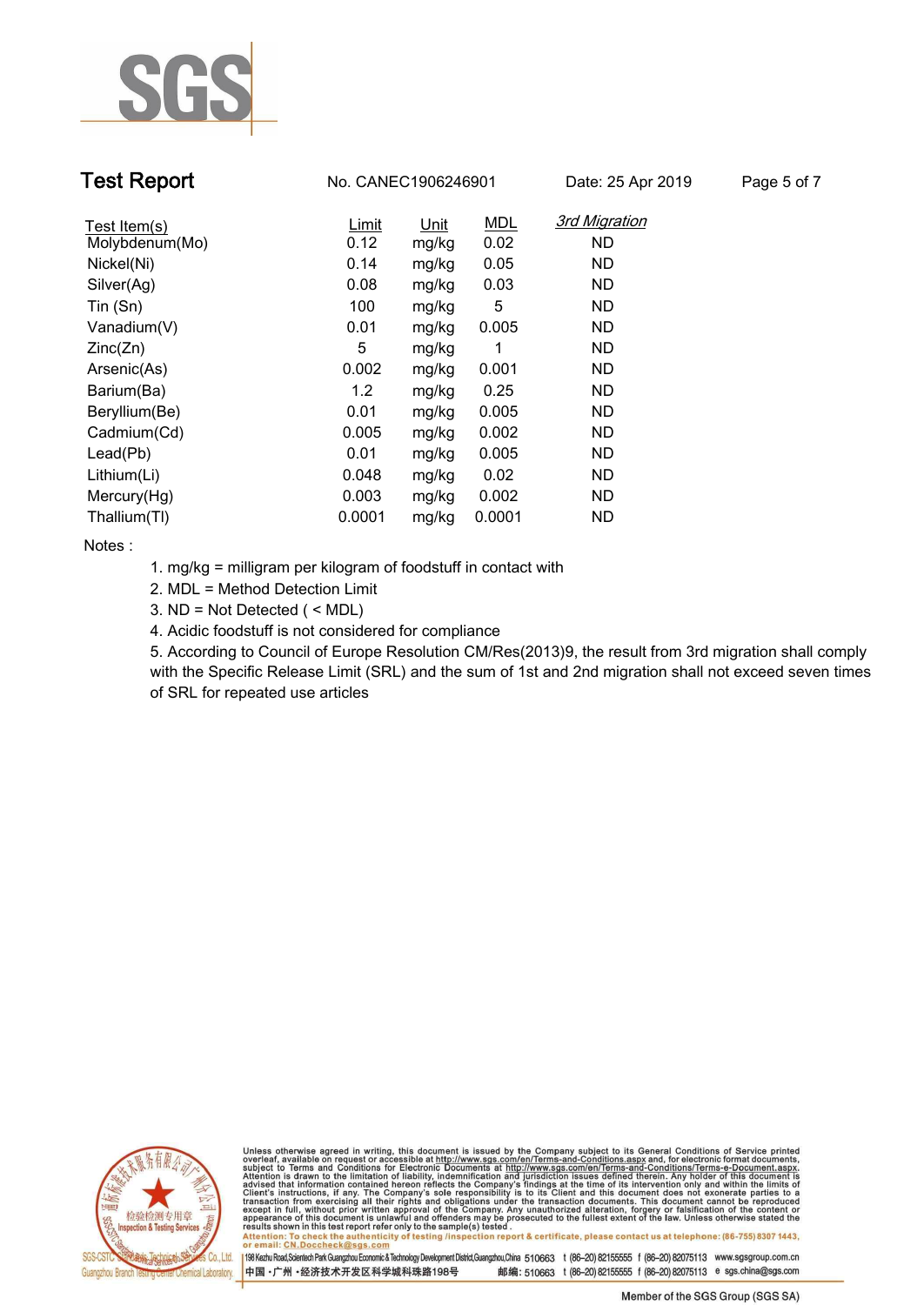| Test Item(s) | Limit | Unit | MDL | *3rd Migration* |
|---|---|---|---|---|
| Molybdenum(Mo) | 0.12 | mg/kg | 0.02 | ND |
| Nickel(Ni) | 0.14 | mg/kg | 0.05 | ND |
| Silver(Ag) | 0.08 | mg/kg | 0.03 | ND |
| Tin (Sn) | 100 | mg/kg | 5 | ND |
| Vanadium(V) | 0.01 | mg/kg | 0.005 | ND |
| Zinc(Zn) | 5 | mg/kg | 1 | ND |
| Arsenic(As) | 0.002 | mg/kg | 0.001 | ND |
| Barium(Ba) | 1.2 | mg/kg | 0.25 | ND |
| Beryllium(Be) | 0.01 | mg/kg | 0.005 | ND |
| Cadmium(Cd) | 0.005 | mg/kg | 0.002 | ND |
| Lead(Pb) | 0.01 | mg/kg | 0.005 | ND |
| Lithium(Li) | 0.048 | mg/kg | 0.02 | ND |
| Mercury(Hg) | 0.003 | mg/kg | 0.002 | ND |
| Thallium(Tl) | 0.0001 | mg/kg | 0.0001 | ND |

Notes :

1. mg/kg = milligram per kilogram of foodstuff in contact with
2. MDL = Method Detection Limit
3. ND = Not Detected ( < MDL)
4. Acidic foodstuff is not considered for compliance
5. According to Council of Europe Resolution CM/Res(2013)9, the result from 3rd migration shall comply with the Specific Release Limit (SRL) and the sum of 1st and 2nd migration shall not exceed seven times of SRL for repeated use articles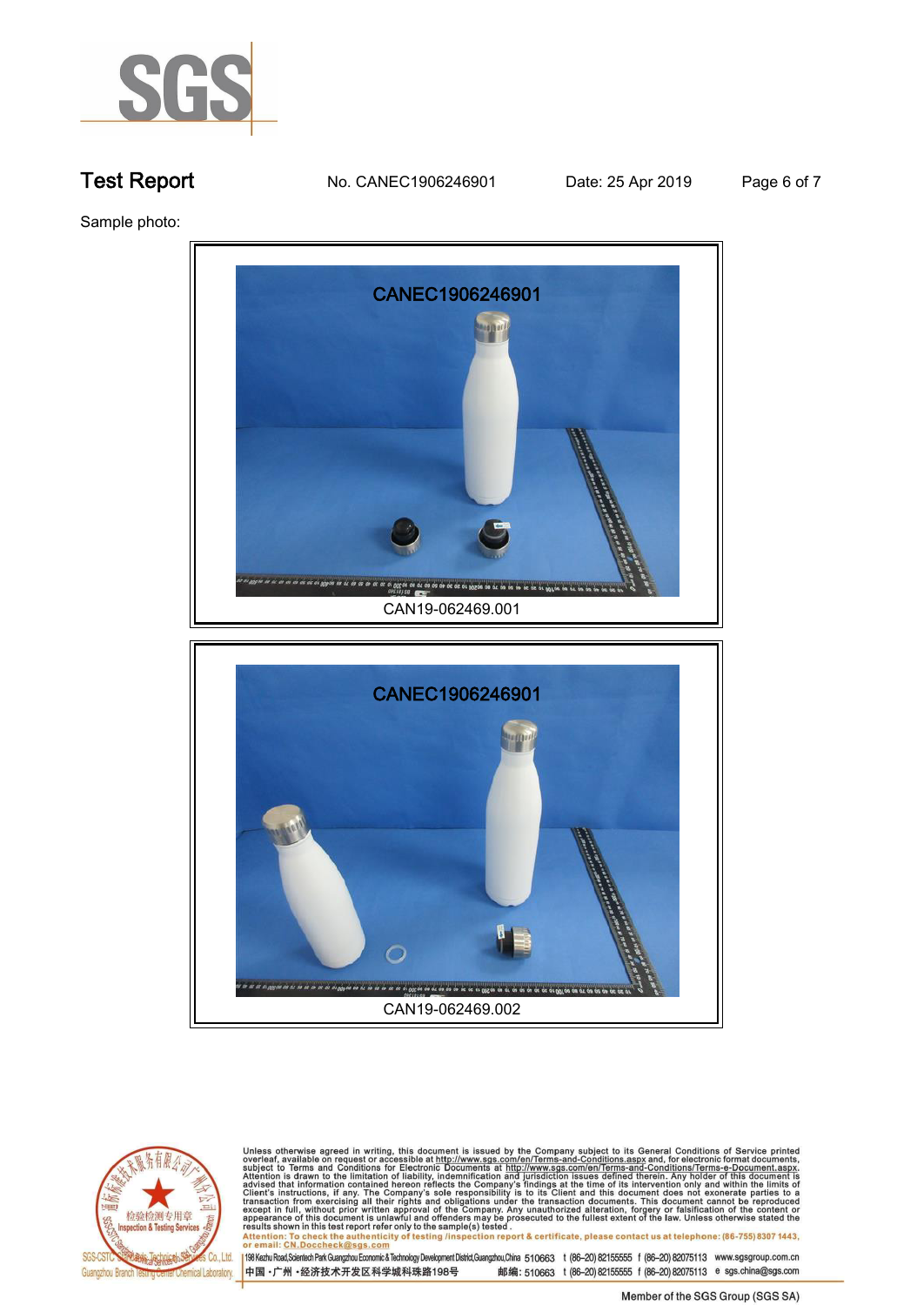# Test Report

No. CANEC1906246901 Date: 25 Apr 2019

Sample photo:

CAN19-062469.001

CAN19-062469.002

Unless otherwise agreed in writing, this document is issued by the Company subject to its General Conditions of Service printed overleaf, available on request or accessible at http://www.sgs.com/en/Terms-and-Conditions.aspx and, for electronic format documents, subject to Terms and Conditions for Electronic Documents at http://www.sgs.com/en/Terms-and-Conditions/Terms-e-Document.aspx. Attention is drawn to the limitation of liability, indemnification and jurisdiction issues defined therein. Any holder of this document is advised that information contained hereon reflects the Company's findings at the time of its intervention only and within the limits of Client's instructions, if any. The Company's sole responsibility is to its Client and this document does not exonerate parties to a transaction from exercising all their rights and obligations under the transaction documents. This document cannot be reproduced except in full, without prior written approval of the Company. Any unauthorized alteration, forgery or falsification of the content or appearance of this document is unlawful and offenders may be prosecuted to the fullest extent of the law. Unless otherwise stated the results shown in this test report refer only to the sample(s) tested.

Attention: To check the authenticity of testing /inspection report & certificate, please contact us at telephone: (86-755) 8307 1443, or email: CN.Doccheck@sgs.com

SGS-CSTC Standards Technical Services Co., Ltd. Guangzhou Branch Testing Center Chemical Laboratory. 198 Kezhu Road,Scientech Park Guangzhou Economic & Technology Development District,Guangzhou,China 510663 t (86-20) 82155555 f (86-20) 82075113 www.sgsgroup.com.cn

中国・广州・经济技术开发区科学城科珠路198号 邮编: 510663 t (86-20) 82155555 f (86-20) 82075113 e sgs.china@sgs.com

Member of the SGS Group (SGS SA)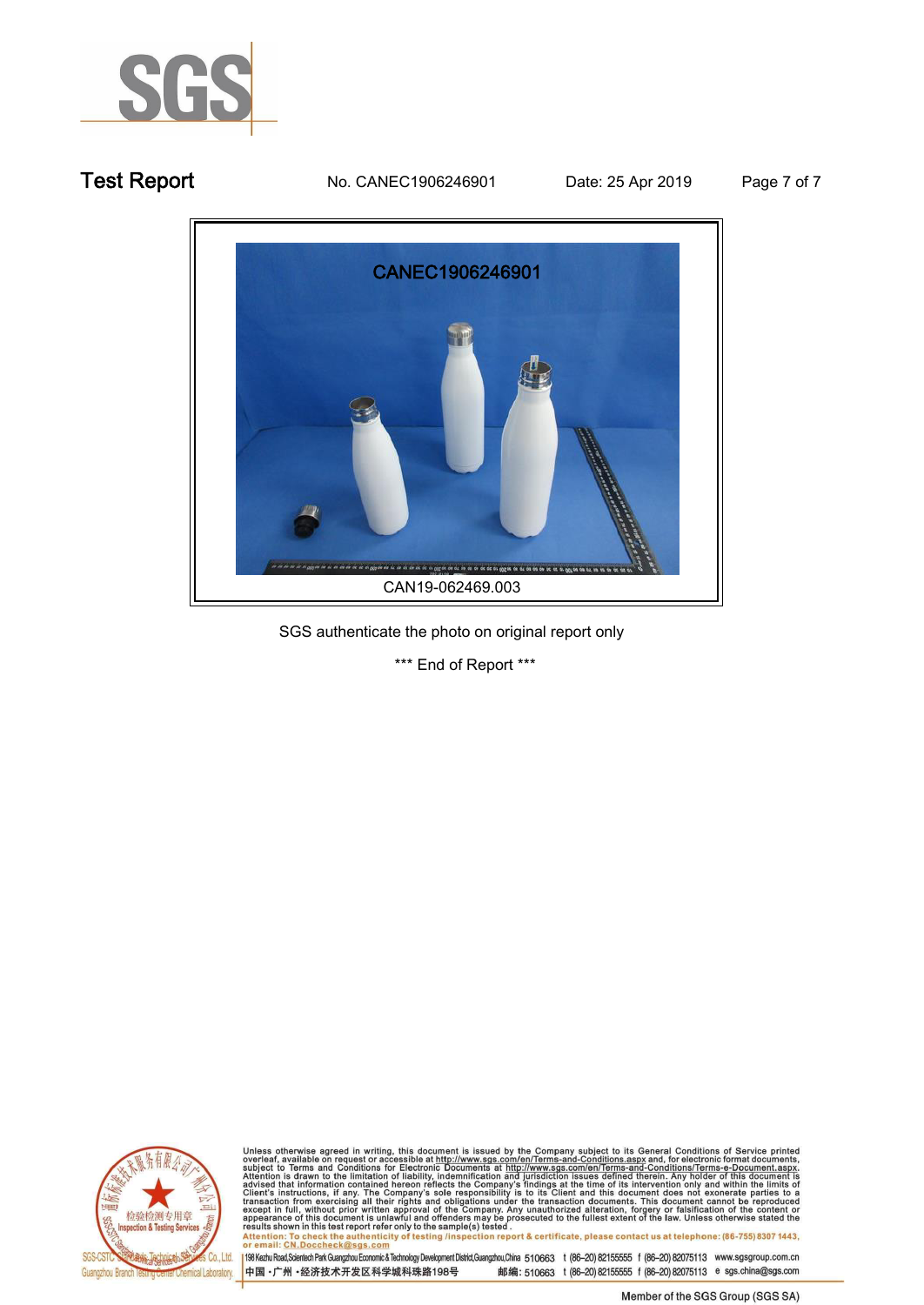**Test Report** No. CANEC1906246901 Date: 25 Apr 2019

CANEC1906246901

CAN19-062469.003

SGS authenticate the photo on original report only

\*\*\* End of Report \*\*\*

Unless otherwise agreed in writing, this document is issued by the Company subject to its General Conditions of Service printed overleaf, available on request or accessible at http://www.sgs.com/en/Terms-and-Conditions.aspx and, for electronic format documents, subject to Terms and Conditions for Electronic Documents at http://www.sgs.com/en/Terms-and-Conditions/Terms-e-Document.aspx. Attention is drawn to the limitation of liability, indemnification and jurisdiction issues defined therein. Any holder of this document is advised that information contained hereon reflects the Company's findings at the time of its intervention only and within the limits of Client's instructions, if any. The Company's sole responsibility is to its Client and this document does not exonerate parties to a transaction from exercising all their rights and obligations under the transaction documents. This document cannot be reproduced except in full, without prior written approval of the Company. Any unauthorized alteration, forgery or falsification of the content or appearance of this document is unlawful and offenders may be prosecuted to the fullest extent of the law. Unless otherwise stated the results shown in this test report refer only to the sample(s) tested .

Attention: To check the authenticity of testing /inspection report & certificate, please contact us at telephone: (86-755) 8307 1443, or email: CN.Doccheck@sgs.com

198 Kezhu Road,Scientech Park Guangzhou Economic & Technology Development District,Guangzhou,China 510663 t (86–20) 82155555 f (86–20) 82075113 www.sgsgroup.com.cn

中国 •广州 •经济技术开发区科学城科珠路198号 邮编: 510663 t (86–20) 82155555 f (86–20) 82075113 e sgs.china@sgs.com

Member of the SGS Group (SGS SA)